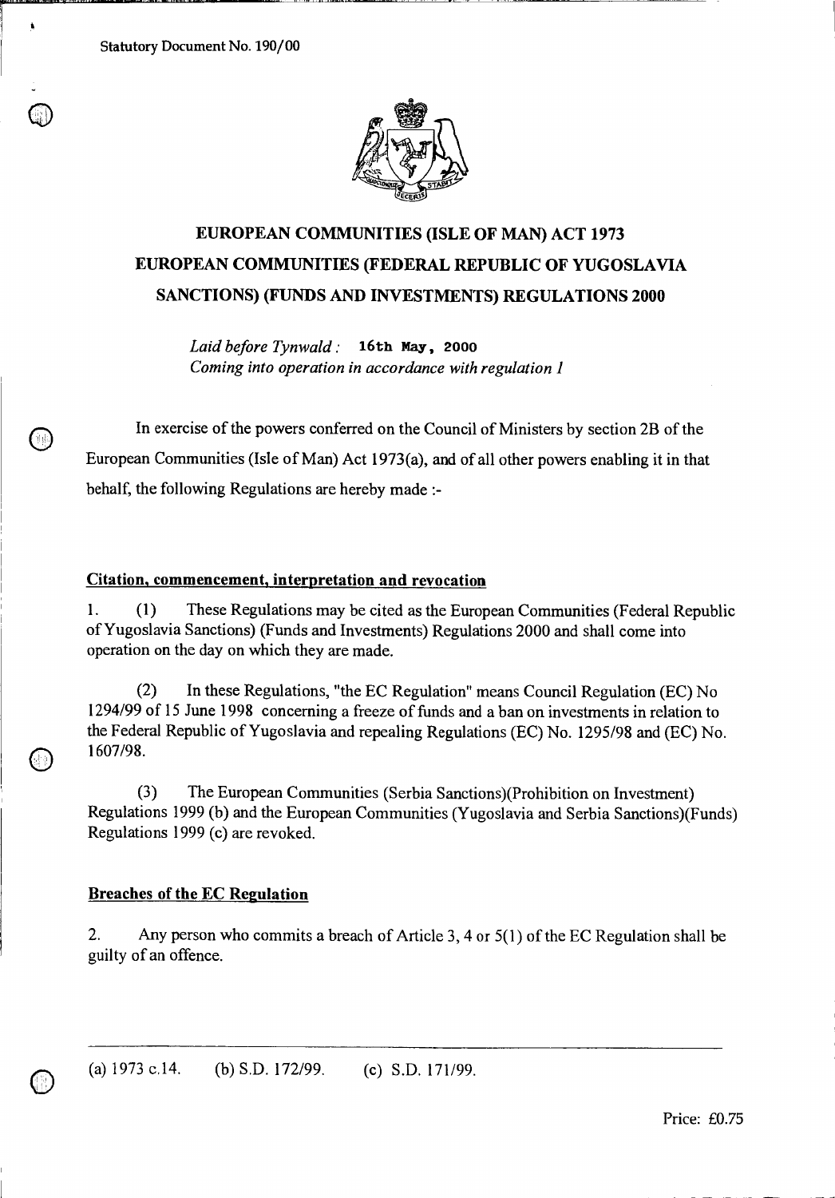Statutory Document No. 190/00

# EUROPEAN COMMUNITIES (ISLE OF MAN) ACT 1973

# EUROPEAN COMMUNITIES (FEDERAL REPUBLIC OF YUGOSLAVIA SANCTIONS) (FUNDS AND INVESTMENTS) REGULATIONS 2000

*Laid before Tynwald :* **16th May, 2000**
*Coming into operation in accordance with regulation 1*

In exercise of the powers conferred on the Council of Ministers by section 2B of the European Communities (Isle of Man) Act 1973(a), and of all other powers enabling it in that behalf, the following Regulations are hereby made :-

### Citation, commencement, interpretation and revocation

1. (1) These Regulations may be cited as the European Communities (Federal Republic of Yugoslavia Sanctions) (Funds and Investments) Regulations 2000 and shall come into operation on the day on which they are made.

(2) In these Regulations, "the EC Regulation" means Council Regulation (EC) No 1294/99 of 15 June 1998 concerning a freeze of funds and a ban on investments in relation to the Federal Republic of Yugoslavia and repealing Regulations (EC) No. 1295/98 and (EC) No. 1607/98.

(3) The European Communities (Serbia Sanctions)(Prohibition on Investment) Regulations 1999 (b) and the European Communities (Yugoslavia and Serbia Sanctions)(Funds) Regulations 1999 (c) are revoked.

### Breaches of the EC Regulation

2. Any person who commits a breach of Article 3, 4 or 5(1) of the EC Regulation shall be guilty of an offence.

---

(a) 1973 c.14. (b) S.D. 172/99. (c) S.D. 171/99.

Price: £0.75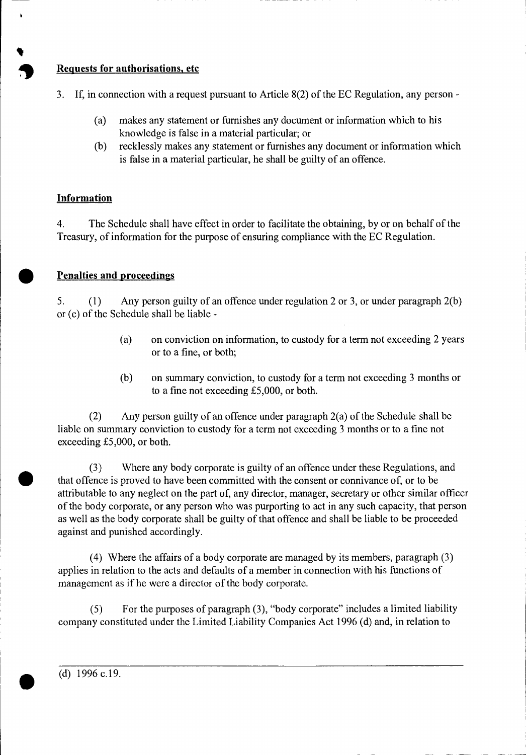**Requests for authorisations, etc**

3. If, in connection with a request pursuant to Article 8(2) of the EC Regulation, any person -

   (a) makes any statement or furnishes any document or information which to his knowledge is false in a material particular; or

   (b) recklessly makes any statement or furnishes any document or information which is false in a material particular, he shall be guilty of an offence.

**Information**

4. The Schedule shall have effect in order to facilitate the obtaining, by or on behalf of the Treasury, of information for the purpose of ensuring compliance with the EC Regulation.

**Penalties and proceedings**

5. (1) Any person guilty of an offence under regulation 2 or 3, or under paragraph 2(b) or (c) of the Schedule shall be liable -

   (a) on conviction on information, to custody for a term not exceeding 2 years or to a fine, or both;

   (b) on summary conviction, to custody for a term not exceeding 3 months or to a fine not exceeding £5,000, or both.

(2) Any person guilty of an offence under paragraph 2(a) of the Schedule shall be liable on summary conviction to custody for a term not exceeding 3 months or to a fine not exceeding £5,000, or both.

(3) Where any body corporate is guilty of an offence under these Regulations, and that offence is proved to have been committed with the consent or connivance of, or to be attributable to any neglect on the part of, any director, manager, secretary or other similar officer of the body corporate, or any person who was purporting to act in any such capacity, that person as well as the body corporate shall be guilty of that offence and shall be liable to be proceeded against and punished accordingly.

(4) Where the affairs of a body corporate are managed by its members, paragraph (3) applies in relation to the acts and defaults of a member in connection with his functions of management as if he were a director of the body corporate.

(5) For the purposes of paragraph (3), "body corporate" includes a limited liability company constituted under the Limited Liability Companies Act 1996 (d) and, in relation to

---

(d) 1996 c.19.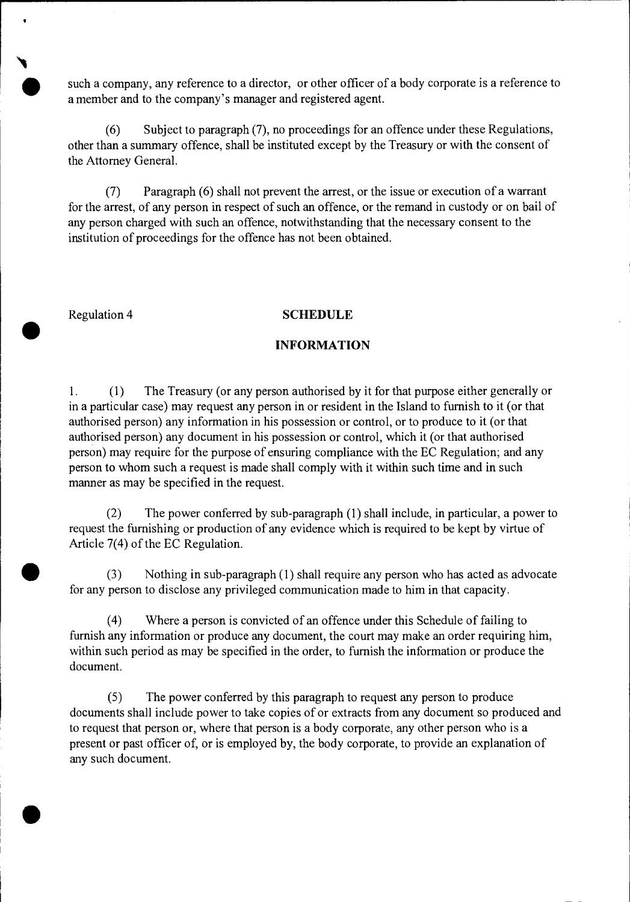such a company, any reference to a director, or other officer of a body corporate is a reference to a member and to the company's manager and registered agent.

(6) Subject to paragraph (7), no proceedings for an offence under these Regulations, other than a summary offence, shall be instituted except by the Treasury or with the consent of the Attorney General.

(7) Paragraph (6) shall not prevent the arrest, or the issue or execution of a warrant for the arrest, of any person in respect of such an offence, or the remand in custody or on bail of any person charged with such an offence, notwithstanding that the necessary consent to the institution of proceedings for the offence has not been obtained.

Regulation 4

## SCHEDULE

## INFORMATION

1. (1) The Treasury (or any person authorised by it for that purpose either generally or in a particular case) may request any person in or resident in the Island to furnish to it (or that authorised person) any information in his possession or control, or to produce to it (or that authorised person) any document in his possession or control, which it (or that authorised person) may require for the purpose of ensuring compliance with the EC Regulation; and any person to whom such a request is made shall comply with it within such time and in such manner as may be specified in the request.

(2) The power conferred by sub-paragraph (1) shall include, in particular, a power to request the furnishing or production of any evidence which is required to be kept by virtue of Article 7(4) of the EC Regulation.

(3) Nothing in sub-paragraph (1) shall require any person who has acted as advocate for any person to disclose any privileged communication made to him in that capacity.

(4) Where a person is convicted of an offence under this Schedule of failing to furnish any information or produce any document, the court may make an order requiring him, within such period as may be specified in the order, to furnish the information or produce the document.

(5) The power conferred by this paragraph to request any person to produce documents shall include power to take copies of or extracts from any document so produced and to request that person or, where that person is a body corporate, any other person who is a present or past officer of, or is employed by, the body corporate, to provide an explanation of any such document.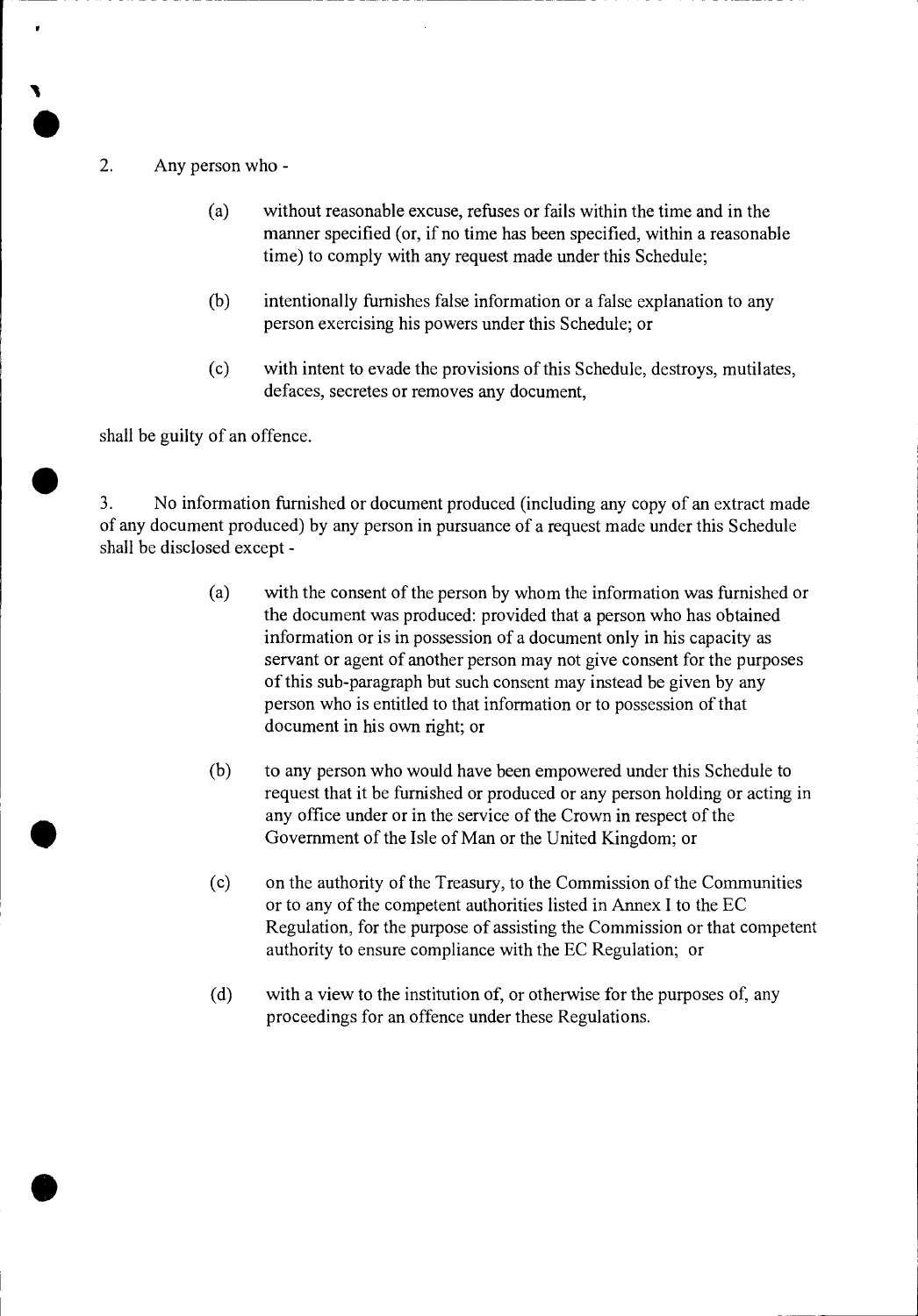2. Any person who -

   (a) without reasonable excuse, refuses or fails within the time and in the manner specified (or, if no time has been specified, within a reasonable time) to comply with any request made under this Schedule;

   (b) intentionally furnishes false information or a false explanation to any person exercising his powers under this Schedule; or

   (c) with intent to evade the provisions of this Schedule, destroys, mutilates, defaces, secretes or removes any document,

shall be guilty of an offence.

3. No information furnished or document produced (including any copy of an extract made of any document produced) by any person in pursuance of a request made under this Schedule shall be disclosed except -

   (a) with the consent of the person by whom the information was furnished or the document was produced: provided that a person who has obtained information or is in possession of a document only in his capacity as servant or agent of another person may not give consent for the purposes of this sub-paragraph but such consent may instead be given by any person who is entitled to that information or to possession of that document in his own right; or

   (b) to any person who would have been empowered under this Schedule to request that it be furnished or produced or any person holding or acting in any office under or in the service of the Crown in respect of the Government of the Isle of Man or the United Kingdom; or

   (c) on the authority of the Treasury, to the Commission of the Communities or to any of the competent authorities listed in Annex I to the EC Regulation, for the purpose of assisting the Commission or that competent authority to ensure compliance with the EC Regulation; or

   (d) with a view to the institution of, or otherwise for the purposes of, any proceedings for an offence under these Regulations.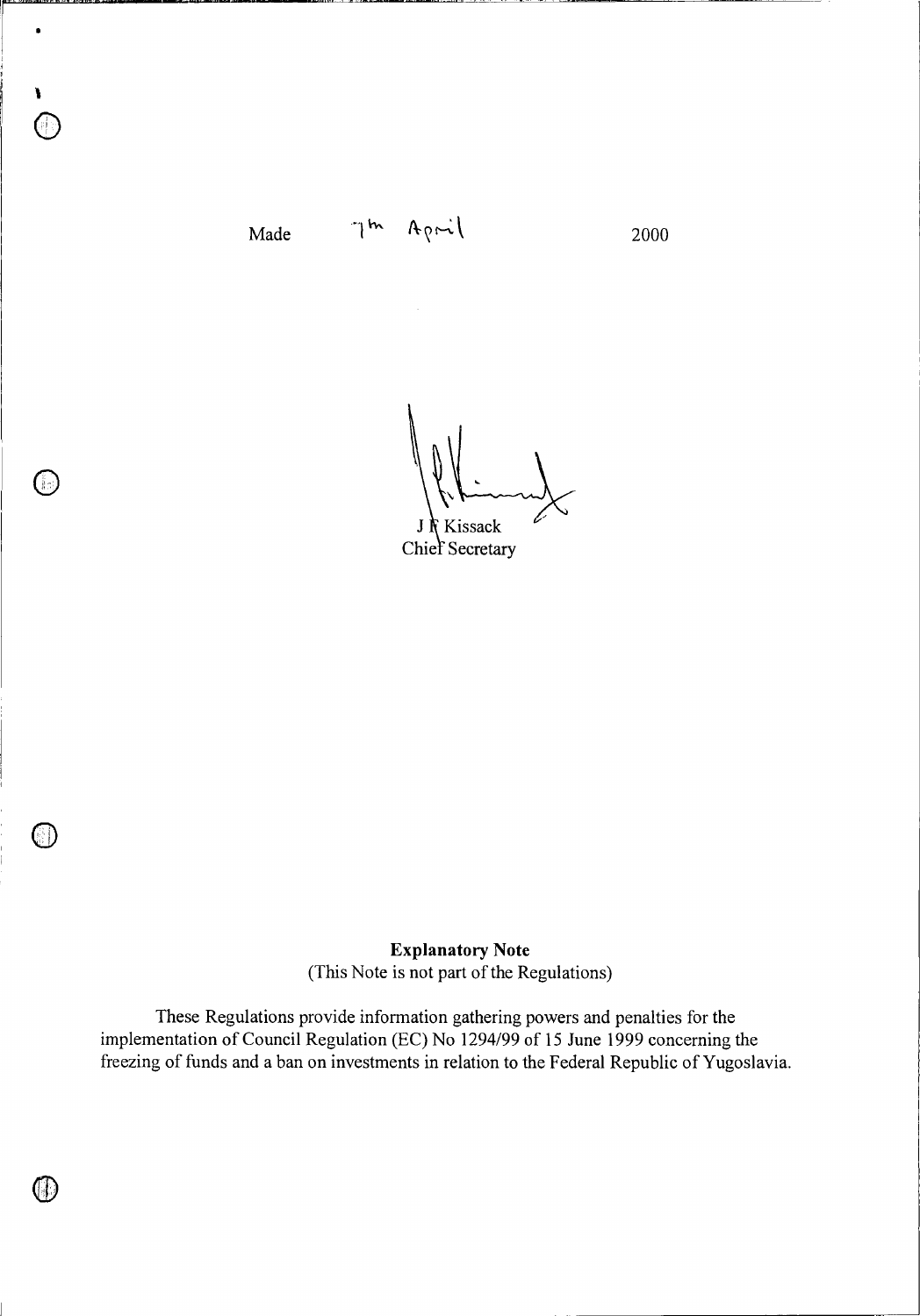Made 7th April 2000

J F Kissack
Chief Secretary

**Explanatory Note**
(This Note is not part of the Regulations)

These Regulations provide information gathering powers and penalties for the implementation of Council Regulation (EC) No 1294/99 of 15 June 1999 concerning the freezing of funds and a ban on investments in relation to the Federal Republic of Yugoslavia.